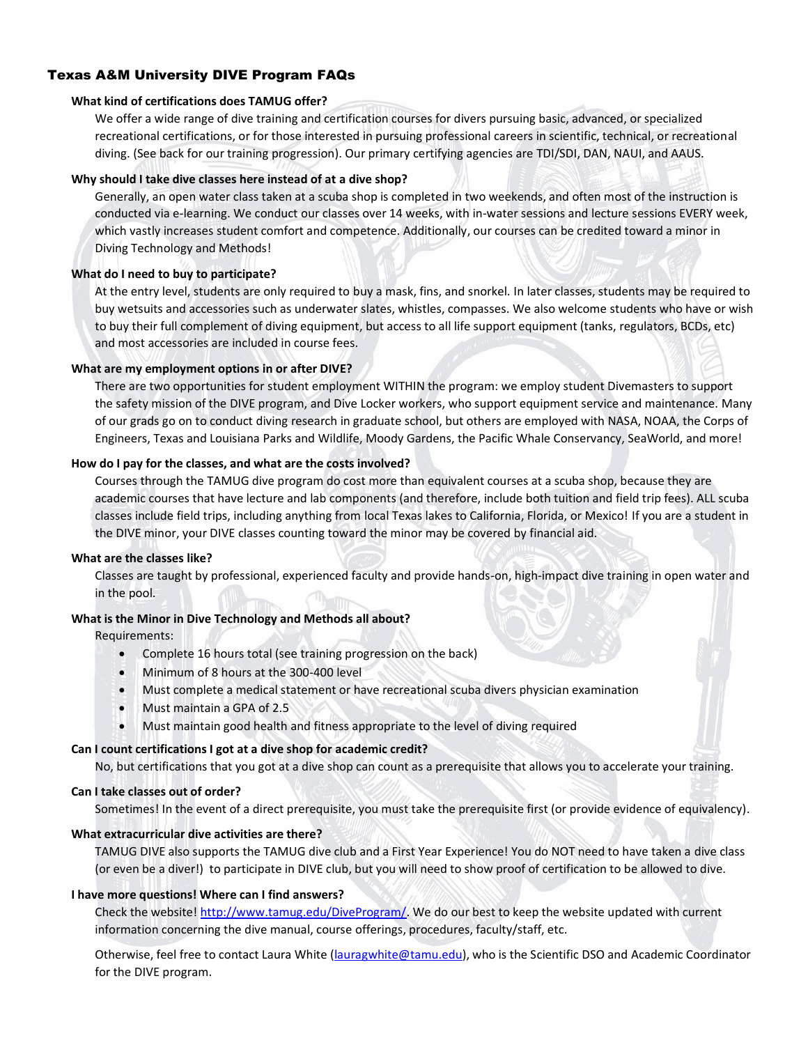# Texas A&M University DIVE Program FAQs

**What kind of certifications does TAMUG offer?**

We offer a wide range of dive training and certification courses for divers pursuing basic, advanced, or specialized recreational certifications, or for those interested in pursuing professional careers in scientific, technical, or recreational diving. (See back for our training progression). Our primary certifying agencies are TDI/SDI, DAN, NAUI, and AAUS.

**Why should I take dive classes here instead of at a dive shop?**

Generally, an open water class taken at a scuba shop is completed in two weekends, and often most of the instruction is conducted via e-learning. We conduct our classes over 14 weeks, with in-water sessions and lecture sessions EVERY week, which vastly increases student comfort and competence. Additionally, our courses can be credited toward a minor in Diving Technology and Methods!

**What do I need to buy to participate?**

At the entry level, students are only required to buy a mask, fins, and snorkel. In later classes, students may be required to buy wetsuits and accessories such as underwater slates, whistles, compasses. We also welcome students who have or wish to buy their full complement of diving equipment, but access to all life support equipment (tanks, regulators, BCDs, etc) and most accessories are included in course fees.

**What are my employment options in or after DIVE?**

There are two opportunities for student employment WITHIN the program: we employ student Divemasters to support the safety mission of the DIVE program, and Dive Locker workers, who support equipment service and maintenance. Many of our grads go on to conduct diving research in graduate school, but others are employed with NASA, NOAA, the Corps of Engineers, Texas and Louisiana Parks and Wildlife, Moody Gardens, the Pacific Whale Conservancy, SeaWorld, and more!

**How do I pay for the classes, and what are the costs involved?**

Courses through the TAMUG dive program do cost more than equivalent courses at a scuba shop, because they are academic courses that have lecture and lab components (and therefore, include both tuition and field trip fees). ALL scuba classes include field trips, including anything from local Texas lakes to California, Florida, or Mexico! If you are a student in the DIVE minor, your DIVE classes counting toward the minor may be covered by financial aid.

**What are the classes like?**

Classes are taught by professional, experienced faculty and provide hands-on, high-impact dive training in open water and in the pool.

**What is the Minor in Dive Technology and Methods all about?**

Requirements:

- Complete 16 hours total (see training progression on the back)
- Minimum of 8 hours at the 300-400 level
- Must complete a medical statement or have recreational scuba divers physician examination
- Must maintain a GPA of 2.5
- Must maintain good health and fitness appropriate to the level of diving required

**Can I count certifications I got at a dive shop for academic credit?**

No, but certifications that you got at a dive shop can count as a prerequisite that allows you to accelerate your training.

**Can I take classes out of order?**

Sometimes! In the event of a direct prerequisite, you must take the prerequisite first (or provide evidence of equivalency).

**What extracurricular dive activities are there?**

TAMUG DIVE also supports the TAMUG dive club and a First Year Experience! You do NOT need to have taken a dive class (or even be a diver!) to participate in DIVE club, but you will need to show proof of certification to be allowed to dive.

**I have more questions! Where can I find answers?**

Check the website! [http://www.tamug.edu/DiveProgram/](http://www.tamug.edu/DiveProgram/). We do our best to keep the website updated with current information concerning the dive manual, course offerings, procedures, faculty/staff, etc.

Otherwise, feel free to contact Laura White ([lauragwhite@tamu.edu](mailto:lauragwhite@tamu.edu)), who is the Scientific DSO and Academic Coordinator for the DIVE program.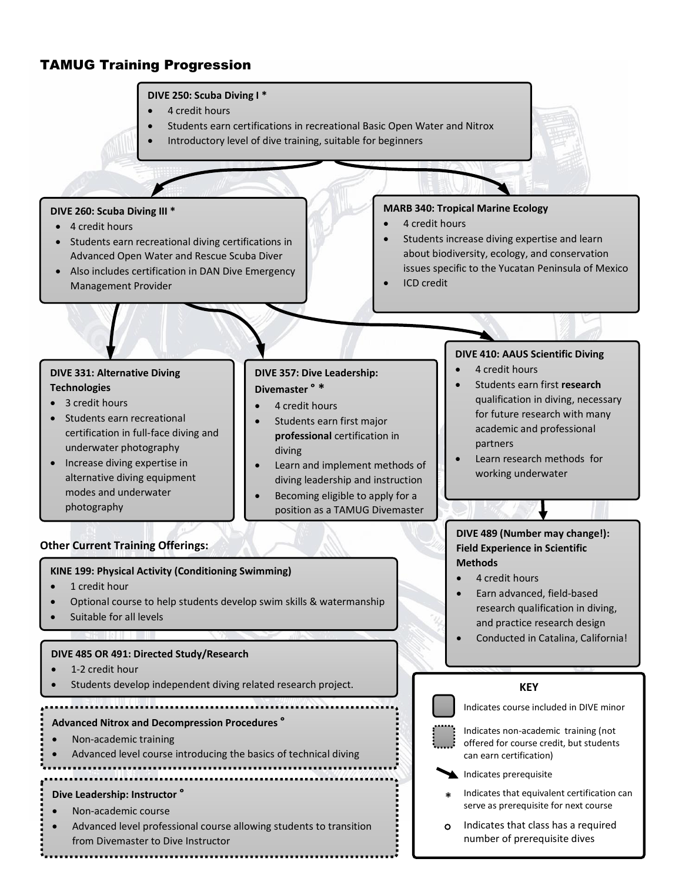## TAMUG Training Progression

**DIVE 250: Scuba Diving I ***

- 4 credit hours
- Students earn certifications in recreational Basic Open Water and Nitrox
- Introductory level of dive training, suitable for beginners

**DIVE 260: Scuba Diving III ***

- 4 credit hours
- Students earn recreational diving certifications in Advanced Open Water and Rescue Scuba Diver
- Also includes certification in DAN Dive Emergency Management Provider

**MARB 340: Tropical Marine Ecology**

- 4 credit hours
- Students increase diving expertise and learn about biodiversity, ecology, and conservation issues specific to the Yucatan Peninsula of Mexico
- ICD credit

**DIVE 331: Alternative Diving Technologies**

- 3 credit hours
- Students earn recreational certification in full-face diving and underwater photography
- Increase diving expertise in alternative diving equipment modes and underwater photography

**DIVE 357: Dive Leadership: Divemaster ° ***

- 4 credit hours
- Students earn first major **professional** certification in diving
- Learn and implement methods of diving leadership and instruction
- Becoming eligible to apply for a position as a TAMUG Divemaster

**DIVE 410: AAUS Scientific Diving**

- 4 credit hours
- Students earn first **research** qualification in diving, necessary for future research with many academic and professional partners
- Learn research methods for working underwater

**DIVE 489 (Number may change!): Field Experience in Scientific Methods**

- 4 credit hours
- Earn advanced, field-based research qualification in diving, and practice research design
- Conducted in Catalina, California!

### Other Current Training Offerings:

**KINE 199: Physical Activity (Conditioning Swimming)**

- 1 credit hour
- Optional course to help students develop swim skills & watermanship
- Suitable for all levels

**DIVE 485 OR 491: Directed Study/Research**

- 1-2 credit hour
- Students develop independent diving related research project.

**Advanced Nitrox and Decompression Procedures °**

- Non-academic training
- Advanced level course introducing the basics of technical diving

**Dive Leadership: Instructor °**

- Non-academic course
- Advanced level professional course allowing students to transition from Divemaster to Dive Instructor

### KEY

- Indicates course included in DIVE minor
- Indicates non-academic training (not offered for course credit, but students can earn certification)
- Indicates prerequisite
- * Indicates that equivalent certification can serve as prerequisite for next course
- ° Indicates that class has a required number of prerequisite dives